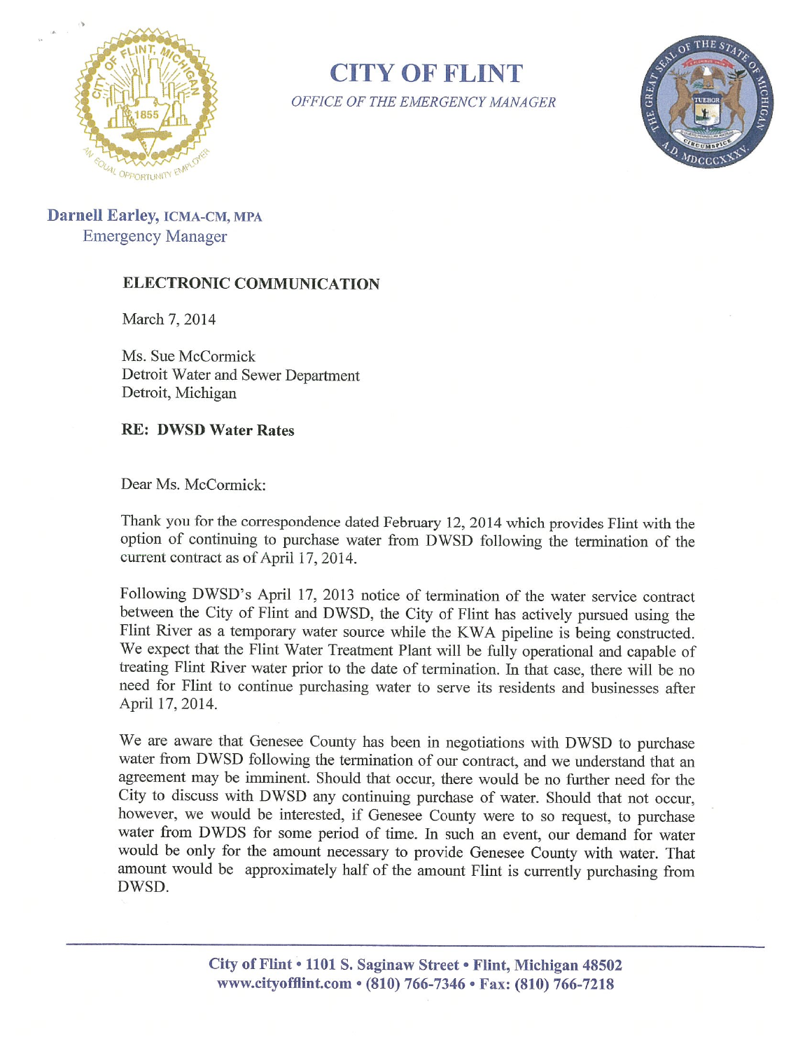# CITY OF FLINT

*OFFICE OF THE EMERGENCY MANAGER*

**Darnell Earley, ICMA-CM, MPA**
Emergency Manager

**ELECTRONIC COMMUNICATION**

March 7, 2014

Ms. Sue McCormick
Detroit Water and Sewer Department
Detroit, Michigan

**RE: DWSD Water Rates**

Dear Ms. McCormick:

Thank you for the correspondence dated February 12, 2014 which provides Flint with the option of continuing to purchase water from DWSD following the termination of the current contract as of April 17, 2014.

Following DWSD's April 17, 2013 notice of termination of the water service contract between the City of Flint and DWSD, the City of Flint has actively pursued using the Flint River as a temporary water source while the KWA pipeline is being constructed. We expect that the Flint Water Treatment Plant will be fully operational and capable of treating Flint River water prior to the date of termination. In that case, there will be no need for Flint to continue purchasing water to serve its residents and businesses after April 17, 2014.

We are aware that Genesee County has been in negotiations with DWSD to purchase water from DWSD following the termination of our contract, and we understand that an agreement may be imminent. Should that occur, there would be no further need for the City to discuss with DWSD any continuing purchase of water. Should that not occur, however, we would be interested, if Genesee County were to so request, to purchase water from DWDS for some period of time. In such an event, our demand for water would be only for the amount necessary to provide Genesee County with water. That amount would be approximately half of the amount Flint is currently purchasing from DWSD.

City of Flint • 1101 S. Saginaw Street • Flint, Michigan 48502
www.cityofflint.com • (810) 766-7346 • Fax: (810) 766-7218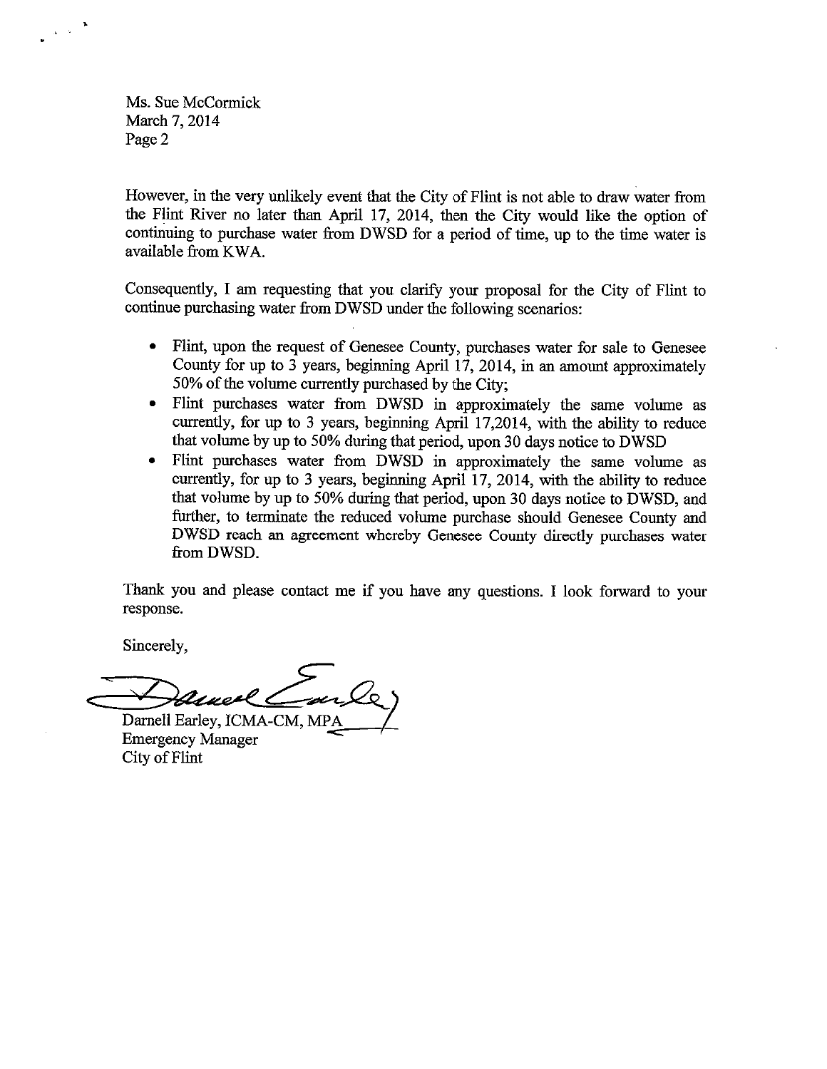Ms. Sue McCormick
March 7, 2014
Page 2

However, in the very unlikely event that the City of Flint is not able to draw water from the Flint River no later than April 17, 2014, then the City would like the option of continuing to purchase water from DWSD for a period of time, up to the time water is available from KWA.

Consequently, I am requesting that you clarify your proposal for the City of Flint to continue purchasing water from DWSD under the following scenarios:

- Flint, upon the request of Genesee County, purchases water for sale to Genesee County for up to 3 years, beginning April 17, 2014, in an amount approximately 50% of the volume currently purchased by the City;
- Flint purchases water from DWSD in approximately the same volume as currently, for up to 3 years, beginning April 17,2014, with the ability to reduce that volume by up to 50% during that period, upon 30 days notice to DWSD
- Flint purchases water from DWSD in approximately the same volume as currently, for up to 3 years, beginning April 17, 2014, with the ability to reduce that volume by up to 50% during that period, upon 30 days notice to DWSD, and further, to terminate the reduced volume purchase should Genesee County and DWSD reach an agreement whereby Genesee County directly purchases water from DWSD.

Thank you and please contact me if you have any questions. I look forward to your response.

Sincerely,

Darnell Earley, ICMA-CM, MPA
Emergency Manager
City of Flint